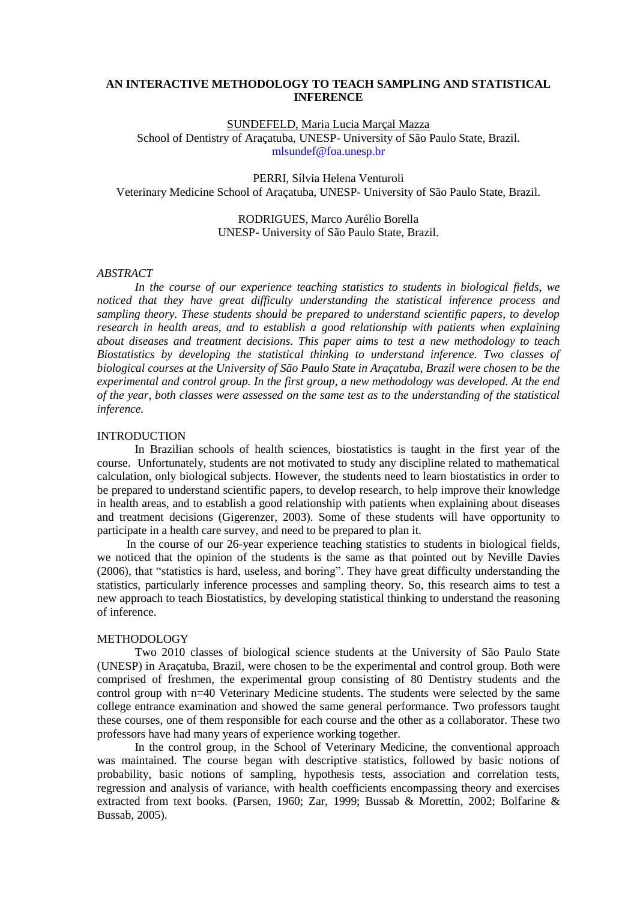# AN INTERACTIVE METHODOLOGY TO TEACH SAMPLING AND STATISTICAL INFERENCE

SUNDEFELD, Maria Lucia Marçal Mazza
School of Dentistry of Araçatuba, UNESP- University of São Paulo State, Brazil.
mlsundef@foa.unesp.br

PERRI, Sílvia Helena Venturoli
Veterinary Medicine School of Araçatuba, UNESP- University of São Paulo State, Brazil.

RODRIGUES, Marco Aurélio Borella
UNESP- University of São Paulo State, Brazil.

## *ABSTRACT*

*In the course of our experience teaching statistics to students in biological fields, we noticed that they have great difficulty understanding the statistical inference process and sampling theory. These students should be prepared to understand scientific papers, to develop research in health areas, and to establish a good relationship with patients when explaining about diseases and treatment decisions. This paper aims to test a new methodology to teach Biostatistics by developing the statistical thinking to understand inference. Two classes of biological courses at the University of São Paulo State in Araçatuba, Brazil were chosen to be the experimental and control group. In the first group, a new methodology was developed. At the end of the year, both classes were assessed on the same test as to the understanding of the statistical inference.*

## INTRODUCTION

In Brazilian schools of health sciences, biostatistics is taught in the first year of the course. Unfortunately, students are not motivated to study any discipline related to mathematical calculation, only biological subjects. However, the students need to learn biostatistics in order to be prepared to understand scientific papers, to develop research, to help improve their knowledge in health areas, and to establish a good relationship with patients when explaining about diseases and treatment decisions (Gigerenzer, 2003). Some of these students will have opportunity to participate in a health care survey, and need to be prepared to plan it.

In the course of our 26-year experience teaching statistics to students in biological fields, we noticed that the opinion of the students is the same as that pointed out by Neville Davies (2006), that "statistics is hard, useless, and boring". They have great difficulty understanding the statistics, particularly inference processes and sampling theory. So, this research aims to test a new approach to teach Biostatistics, by developing statistical thinking to understand the reasoning of inference.

## METHODOLOGY

Two 2010 classes of biological science students at the University of São Paulo State (UNESP) in Araçatuba, Brazil, were chosen to be the experimental and control group. Both were comprised of freshmen, the experimental group consisting of 80 Dentistry students and the control group with n=40 Veterinary Medicine students. The students were selected by the same college entrance examination and showed the same general performance. Two professors taught these courses, one of them responsible for each course and the other as a collaborator. These two professors have had many years of experience working together.

In the control group, in the School of Veterinary Medicine, the conventional approach was maintained. The course began with descriptive statistics, followed by basic notions of probability, basic notions of sampling, hypothesis tests, association and correlation tests, regression and analysis of variance, with health coefficients encompassing theory and exercises extracted from text books. (Parsen, 1960; Zar, 1999; Bussab & Morettin, 2002; Bolfarine & Bussab, 2005).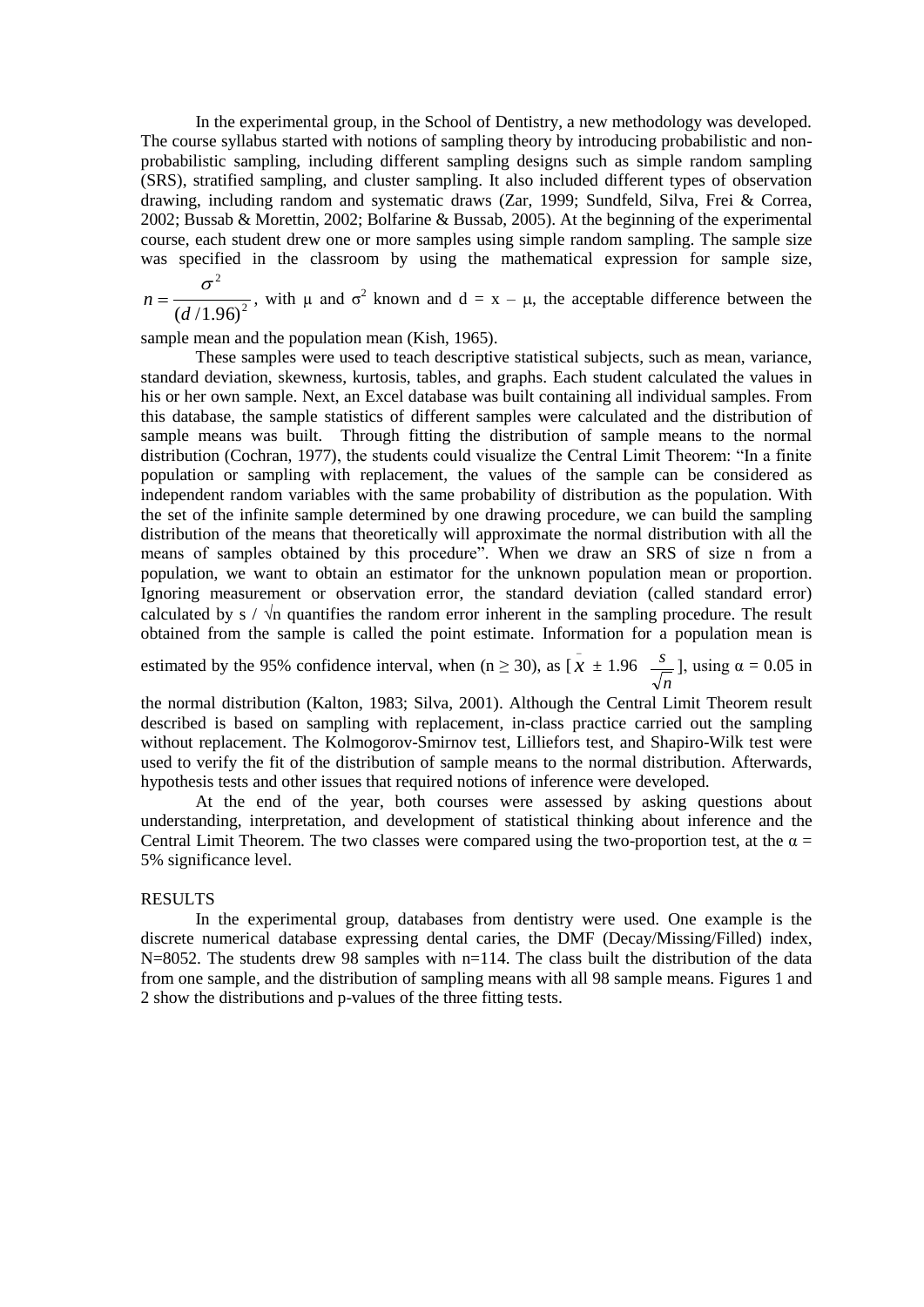In the experimental group, in the School of Dentistry, a new methodology was developed. The course syllabus started with notions of sampling theory by introducing probabilistic and non-probabilistic sampling, including different sampling designs such as simple random sampling (SRS), stratified sampling, and cluster sampling. It also included different types of observation drawing, including random and systematic draws (Zar, 1999; Sundfeld, Silva, Frei & Correa, 2002; Bussab & Morettin, 2002; Bolfarine & Bussab, 2005). At the beginning of the experimental course, each student drew one or more samples using simple random sampling. The sample size was specified in the classroom by using the mathematical expression for sample size, $n = \frac{\sigma^2}{(d/1.96)^2}$, with $\mu$ and $\sigma^2$ known and $d = x - \mu$, the acceptable difference between the sample mean and the population mean (Kish, 1965).

These samples were used to teach descriptive statistical subjects, such as mean, variance, standard deviation, skewness, kurtosis, tables, and graphs. Each student calculated the values in his or her own sample. Next, an Excel database was built containing all individual samples. From this database, the sample statistics of different samples were calculated and the distribution of sample means was built. Through fitting the distribution of sample means to the normal distribution (Cochran, 1977), the students could visualize the Central Limit Theorem: "In a finite population or sampling with replacement, the values of the sample can be considered as independent random variables with the same probability of distribution as the population. With the set of the infinite sample determined by one drawing procedure, we can build the sampling distribution of the means that theoretically will approximate the normal distribution with all the means of samples obtained by this procedure". When we draw an SRS of size n from a population, we want to obtain an estimator for the unknown population mean or proportion. Ignoring measurement or observation error, the standard deviation (called standard error) calculated by $s / \sqrt{n}$ quantifies the random error inherent in the sampling procedure. The result obtained from the sample is called the point estimate. Information for a population mean is estimated by the 95% confidence interval, when ($n \geq 30$), as [$\bar{x} \pm 1.96 \frac{s}{\sqrt{n}}$], using $\alpha = 0.05$ in the normal distribution (Kalton, 1983; Silva, 2001). Although the Central Limit Theorem result described is based on sampling with replacement, in-class practice carried out the sampling without replacement. The Kolmogorov-Smirnov test, Lilliefors test, and Shapiro-Wilk test were used to verify the fit of the distribution of sample means to the normal distribution. Afterwards, hypothesis tests and other issues that required notions of inference were developed.

At the end of the year, both courses were assessed by asking questions about understanding, interpretation, and development of statistical thinking about inference and the Central Limit Theorem. The two classes were compared using the two-proportion test, at the $\alpha$ = 5% significance level.

## RESULTS

In the experimental group, databases from dentistry were used. One example is the discrete numerical database expressing dental caries, the DMF (Decay/Missing/Filled) index, N=8052. The students drew 98 samples with n=114. The class built the distribution of the data from one sample, and the distribution of sampling means with all 98 sample means. Figures 1 and 2 show the distributions and p-values of the three fitting tests.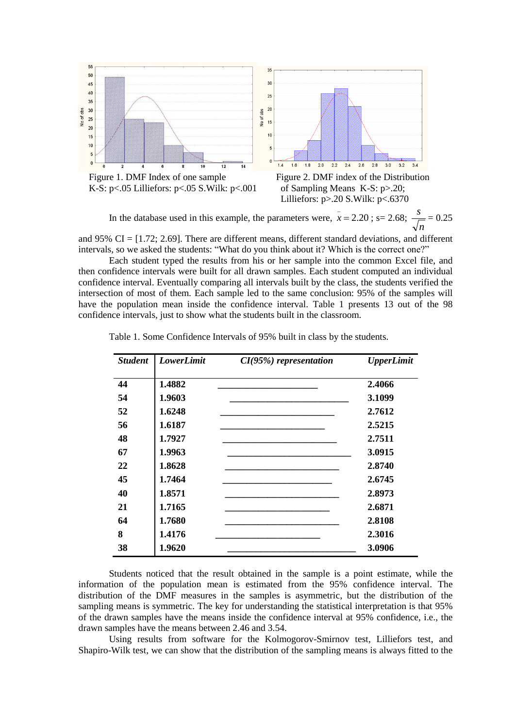Figure 1. DMF Index of one sample
K-S: $p<.05$ Lilliefors: $p<.05$ S.Wilk: $p<.001$

Figure 2. DMF index of the Distribution of Sampling Means K-S: $p>.20$; Lilliefors: $p>.20$ S.Wilk: $p<.6370$

In the database used in this example, the parameters were, $\bar{x} = 2.20$ ; s= 2.68; $\frac{s}{\sqrt{n}} = 0.25$ and 95% CI = [1.72; 2.69]. There are different means, different standard deviations, and different intervals, so we asked the students: "What do you think about it? Which is the correct one?"

Each student typed the results from his or her sample into the common Excel file, and then confidence intervals were built for all drawn samples. Each student computed an individual confidence interval. Eventually comparing all intervals built by the class, the students verified the intersection of most of them. Each sample led to the same conclusion: 95% of the samples will have the population mean inside the confidence interval. Table 1 presents 13 out of the 98 confidence intervals, just to show what the students built in the classroom.

Table 1. Some Confidence Intervals of 95% built in class by the students.

| ***Student*** | ***LowerLimit*** | ***CI(95%) representation*** | ***UpperLimit*** |
|---|---|---|---|
| **44** | **1.4882** | ______________________ | **2.4066** |
| **54** | **1.9603** | __________________________ | **3.1099** |
| **52** | **1.6248** | _________________________ | **2.7612** |
| **56** | **1.6187** | _______________________ | **2.5215** |
| **48** | **1.7927** | _________________________ | **2.7511** |
| **67** | **1.9963** | ___________________________ | **3.0915** |
| **22** | **1.8628** | _________________________ | **2.8740** |
| **45** | **1.7464** | ________________________ | **2.6745** |
| **40** | **1.8571** | _________________________ | **2.8973** |
| **21** | **1.7165** | _______________________ | **2.6871** |
| **64** | **1.7680** | _________________________ | **2.8108** |
| **8** | **1.4176** | _______________________ | **2.3016** |
| **38** | **1.9620** | ____________________________ | **3.0906** |

Students noticed that the result obtained in the sample is a point estimate, while the information of the population mean is estimated from the 95% confidence interval. The distribution of the DMF measures in the samples is asymmetric, but the distribution of the sampling means is symmetric. The key for understanding the statistical interpretation is that 95% of the drawn samples have the means inside the confidence interval at 95% confidence, i.e., the drawn samples have the means between 2.46 and 3.54.

Using results from software for the Kolmogorov-Smirnov test, Lilliefors test, and Shapiro-Wilk test, we can show that the distribution of the sampling means is always fitted to the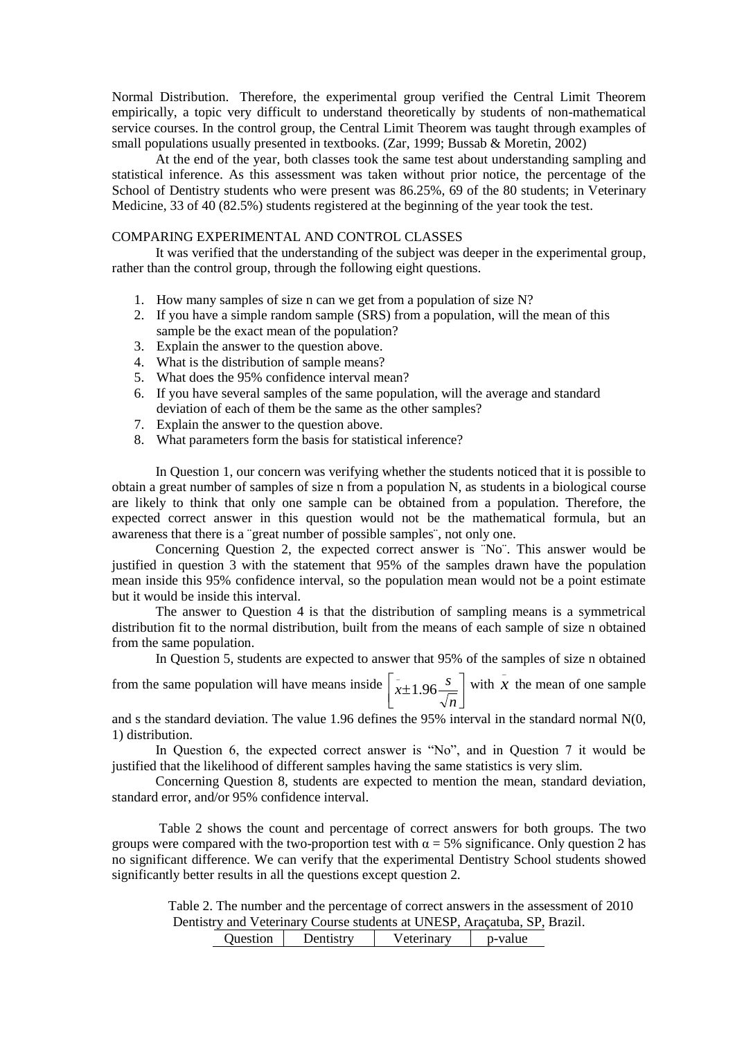Normal Distribution. Therefore, the experimental group verified the Central Limit Theorem empirically, a topic very difficult to understand theoretically by students of non-mathematical service courses. In the control group, the Central Limit Theorem was taught through examples of small populations usually presented in textbooks. (Zar, 1999; Bussab & Moretin, 2002)

At the end of the year, both classes took the same test about understanding sampling and statistical inference. As this assessment was taken without prior notice, the percentage of the School of Dentistry students who were present was 86.25%, 69 of the 80 students; in Veterinary Medicine, 33 of 40 (82.5%) students registered at the beginning of the year took the test.

## COMPARING EXPERIMENTAL AND CONTROL CLASSES

It was verified that the understanding of the subject was deeper in the experimental group, rather than the control group, through the following eight questions.

1. How many samples of size n can we get from a population of size N?
2. If you have a simple random sample (SRS) from a population, will the mean of this sample be the exact mean of the population?
3. Explain the answer to the question above.
4. What is the distribution of sample means?
5. What does the 95% confidence interval mean?
6. If you have several samples of the same population, will the average and standard deviation of each of them be the same as the other samples?
7. Explain the answer to the question above.
8. What parameters form the basis for statistical inference?

In Question 1, our concern was verifying whether the students noticed that it is possible to obtain a great number of samples of size n from a population N, as students in a biological course are likely to think that only one sample can be obtained from a population. Therefore, the expected correct answer in this question would not be the mathematical formula, but an awareness that there is a ¨great number of possible samples¨, not only one.

Concerning Question 2, the expected correct answer is ¨No¨. This answer would be justified in question 3 with the statement that 95% of the samples drawn have the population mean inside this 95% confidence interval, so the population mean would not be a point estimate but it would be inside this interval.

The answer to Question 4 is that the distribution of sampling means is a symmetrical distribution fit to the normal distribution, built from the means of each sample of size n obtained from the same population.

In Question 5, students are expected to answer that 95% of the samples of size n obtained from the same population will have means inside $\left[\bar{x} \pm 1.96\frac{s}{\sqrt{n}}\right]$ with $\bar{x}$ the mean of one sample and s the standard deviation. The value 1.96 defines the 95% interval in the standard normal N(0, 1) distribution.

In Question 6, the expected correct answer is "No", and in Question 7 it would be justified that the likelihood of different samples having the same statistics is very slim.

Concerning Question 8, students are expected to mention the mean, standard deviation, standard error, and/or 95% confidence interval.

Table 2 shows the count and percentage of correct answers for both groups. The two groups were compared with the two-proportion test with $\alpha = 5\%$ significance. Only question 2 has no significant difference. We can verify that the experimental Dentistry School students showed significantly better results in all the questions except question 2.

Table 2. The number and the percentage of correct answers in the assessment of 2010 Dentistry and Veterinary Course students at UNESP, Araçatuba, SP, Brazil.

| Question | Dentistry | Veterinary | p-value |
|---|---|---|---|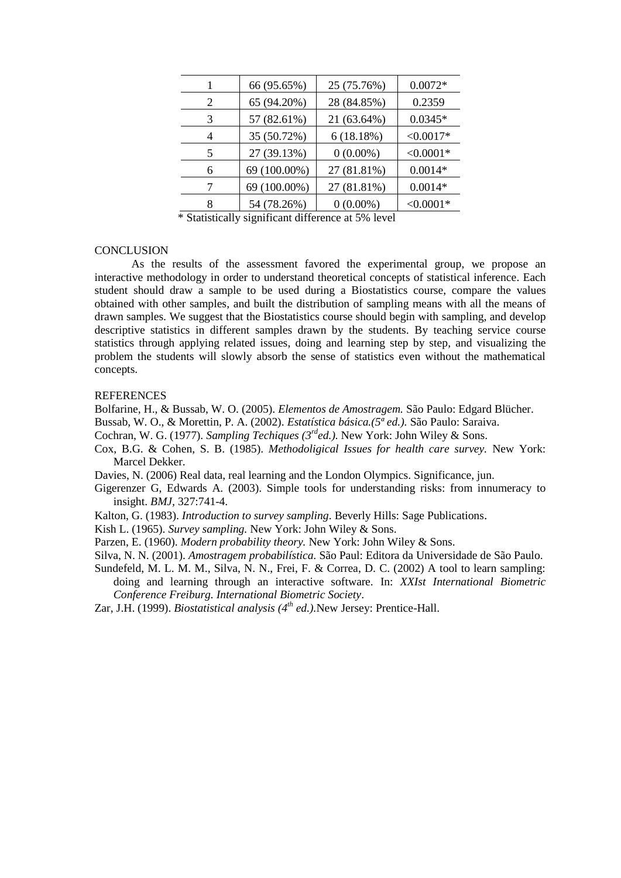| | | | |
|---|---|---|---|
| 1 | 66 (95.65%) | 25 (75.76%) | 0.0072* |
| 2 | 65 (94.20%) | 28 (84.85%) | 0.2359 |
| 3 | 57 (82.61%) | 21 (63.64%) | 0.0345* |
| 4 | 35 (50.72%) | 6 (18.18%) | <0.0017* |
| 5 | 27 (39.13%) | 0 (0.00%) | <0.0001* |
| 6 | 69 (100.00%) | 27 (81.81%) | 0.0014* |
| 7 | 69 (100.00%) | 27 (81.81%) | 0.0014* |
| 8 | 54 (78.26%) | 0 (0.00%) | <0.0001* |

* Statistically significant difference at 5% level

## CONCLUSION

As the results of the assessment favored the experimental group, we propose an interactive methodology in order to understand theoretical concepts of statistical inference. Each student should draw a sample to be used during a Biostatistics course, compare the values obtained with other samples, and built the distribution of sampling means with all the means of drawn samples. We suggest that the Biostatistics course should begin with sampling, and develop descriptive statistics in different samples drawn by the students. By teaching service course statistics through applying related issues, doing and learning step by step, and visualizing the problem the students will slowly absorb the sense of statistics even without the mathematical concepts.

## REFERENCES

Bolfarine, H., & Bussab, W. O. (2005). *Elementos de Amostragem.* São Paulo: Edgard Blücher.

Bussab, W. O., & Morettin, P. A. (2002). *Estatística básica.(5ª ed.).* São Paulo: Saraiva.

Cochran, W. G. (1977). *Sampling Techiques (3rd ed.).* New York: John Wiley & Sons.

Cox, B.G. & Cohen, S. B. (1985). *Methodoligical Issues for health care survey.* New York: Marcel Dekker.

Davies, N. (2006) Real data, real learning and the London Olympics. Significance, jun.

Gigerenzer G, Edwards A. (2003). Simple tools for understanding risks: from innumeracy to insight. *BMJ,* 327:741-4.

Kalton, G. (1983). *Introduction to survey sampling*. Beverly Hills: Sage Publications.

Kish L. (1965). *Survey sampling.* New York: John Wiley & Sons.

Parzen, E. (1960). *Modern probability theory.* New York: John Wiley & Sons.

Silva, N. N. (2001). *Amostragem probabilística.* São Paul: Editora da Universidade de São Paulo.

Sundefeld, M. L. M. M., Silva, N. N., Frei, F. & Correa, D. C. (2002) A tool to learn sampling: doing and learning through an interactive software. In: *XXIst International Biometric Conference Freiburg. International Biometric Society*.

Zar, J.H. (1999). *Biostatistical analysis (4th ed.).*New Jersey: Prentice-Hall.